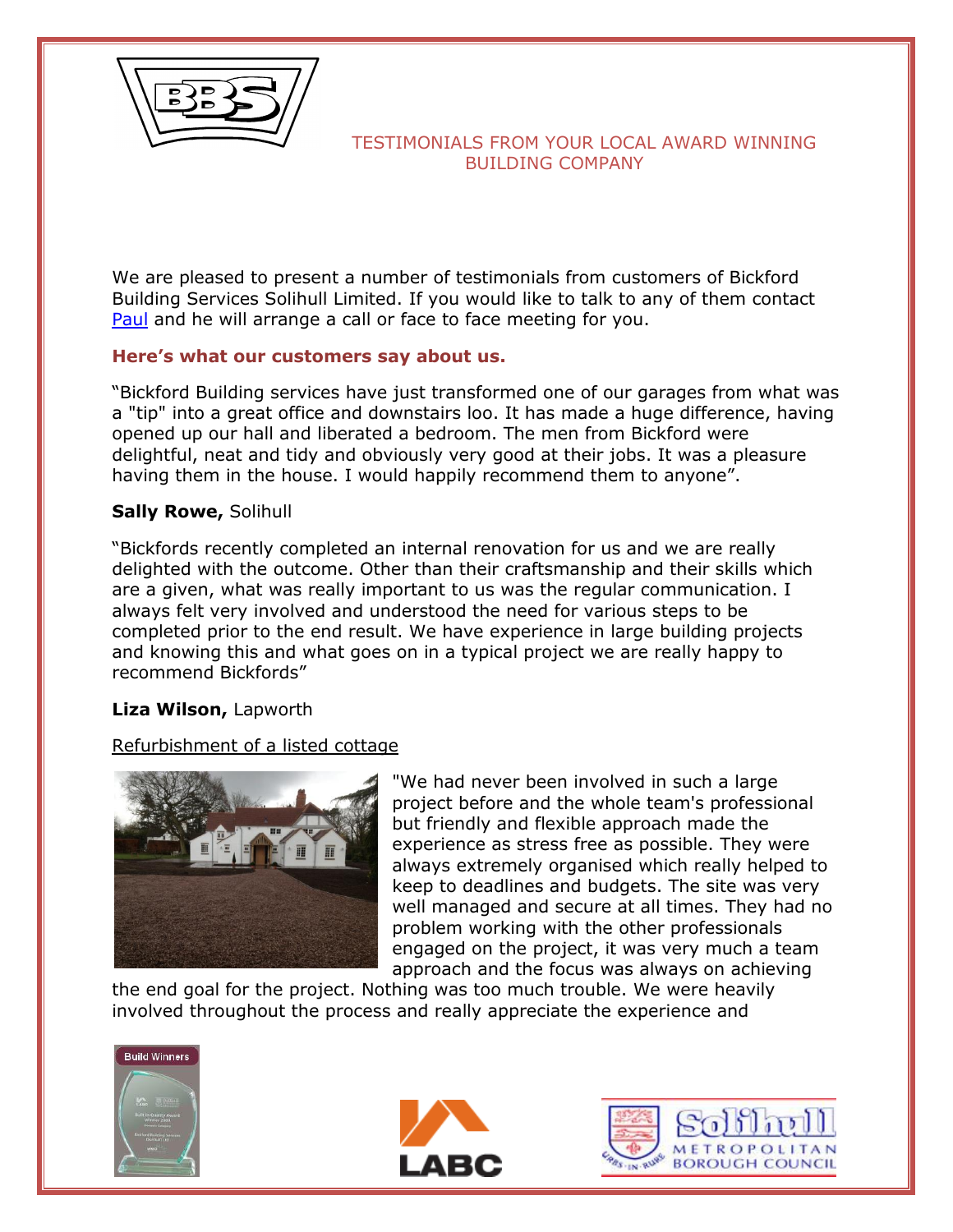TESTIMONIALS FROM YOUR LOCAL AWARD WINNING BUILDING COMPANY

We are pleased to present a number of testimonials from customers of Bickford Building Services Solihull Limited. If you would like to talk to any of them contact Paul and he will arrange a call or face to face meeting for you.

**Here's what our customers say about us.**

"Bickford Building services have just transformed one of our garages from what was a "tip" into a great office and downstairs loo. It has made a huge difference, having opened up our hall and liberated a bedroom. The men from Bickford were delightful, neat and tidy and obviously very good at their jobs. It was a pleasure having them in the house. I would happily recommend them to anyone".

**Sally Rowe,** Solihull

"Bickfords recently completed an internal renovation for us and we are really delighted with the outcome. Other than their craftsmanship and their skills which are a given, what was really important to us was the regular communication. I always felt very involved and understood the need for various steps to be completed prior to the end result. We have experience in large building projects and knowing this and what goes on in a typical project we are really happy to recommend Bickfords"

**Liza Wilson,** Lapworth

Refurbishment of a listed cottage

"We had never been involved in such a large project before and the whole team's professional but friendly and flexible approach made the experience as stress free as possible. They were always extremely organised which really helped to keep to deadlines and budgets. The site was very well managed and secure at all times. They had no problem working with the other professionals engaged on the project, it was very much a team approach and the focus was always on achieving the end goal for the project. Nothing was too much trouble. We were heavily involved throughout the process and really appreciate the experience and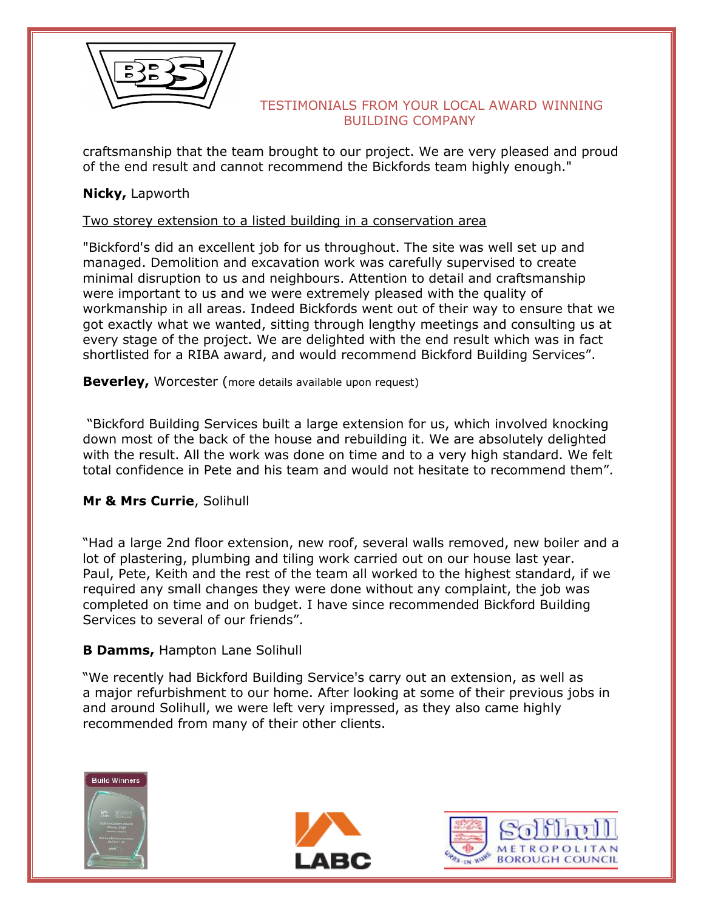TESTIMONIALS FROM YOUR LOCAL AWARD WINNING BUILDING COMPANY

craftsmanship that the team brought to our project. We are very pleased and proud of the end result and cannot recommend the Bickfords team highly enough."

**Nicky,** Lapworth

<u>Two storey extension to a listed building in a conservation area</u>

"Bickford's did an excellent job for us throughout. The site was well set up and managed. Demolition and excavation work was carefully supervised to create minimal disruption to us and neighbours. Attention to detail and craftsmanship were important to us and we were extremely pleased with the quality of workmanship in all areas. Indeed Bickfords went out of their way to ensure that we got exactly what we wanted, sitting through lengthy meetings and consulting us at every stage of the project. We are delighted with the end result which was in fact shortlisted for a RIBA award, and would recommend Bickford Building Services".

**Beverley,** Worcester (more details available upon request)

"Bickford Building Services built a large extension for us, which involved knocking down most of the back of the house and rebuilding it. We are absolutely delighted with the result. All the work was done on time and to a very high standard. We felt total confidence in Pete and his team and would not hesitate to recommend them".

**Mr & Mrs Currie**, Solihull

"Had a large 2nd floor extension, new roof, several walls removed, new boiler and a lot of plastering, plumbing and tiling work carried out on our house last year. Paul, Pete, Keith and the rest of the team all worked to the highest standard, if we required any small changes they were done without any complaint, the job was completed on time and on budget. I have since recommended Bickford Building Services to several of our friends".

**B Damms,** Hampton Lane Solihull

"We recently had Bickford Building Service's carry out an extension, as well as a major refurbishment to our home. After looking at some of their previous jobs in and around Solihull, we were left very impressed, as they also came highly recommended from many of their other clients.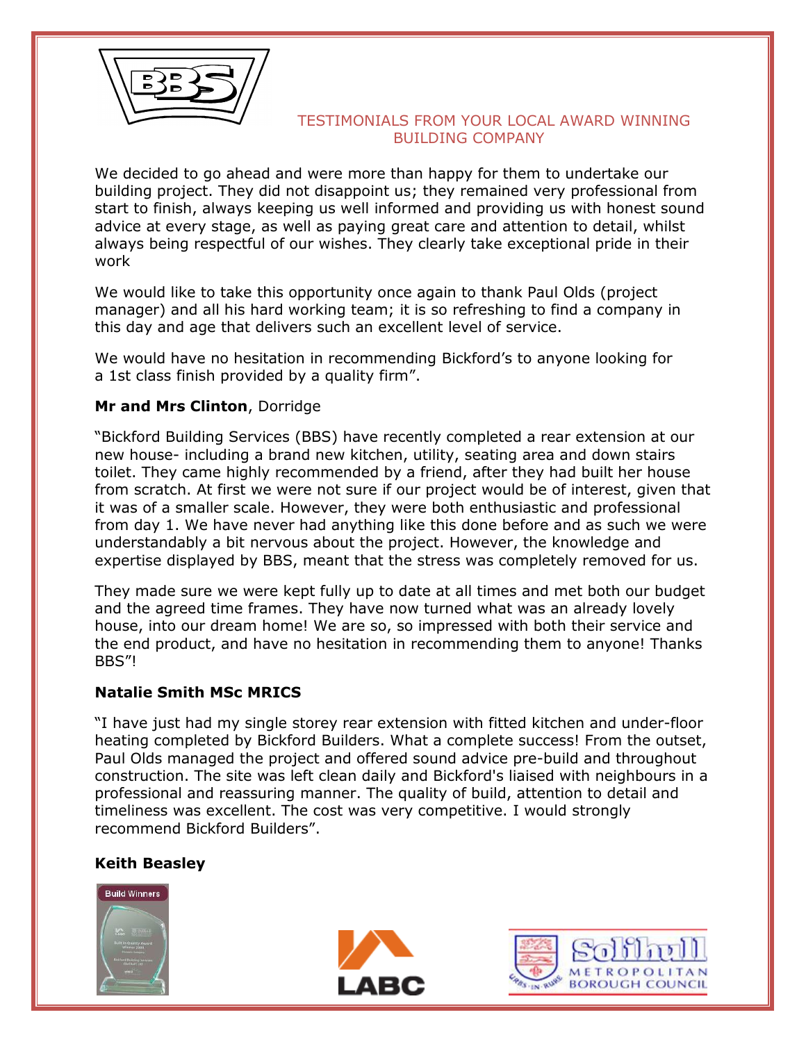TESTIMONIALS FROM YOUR LOCAL AWARD WINNING BUILDING COMPANY

We decided to go ahead and were more than happy for them to undertake our building project. They did not disappoint us; they remained very professional from start to finish, always keeping us well informed and providing us with honest sound advice at every stage, as well as paying great care and attention to detail, whilst always being respectful of our wishes. They clearly take exceptional pride in their work

We would like to take this opportunity once again to thank Paul Olds (project manager) and all his hard working team; it is so refreshing to find a company in this day and age that delivers such an excellent level of service.

We would have no hesitation in recommending Bickford's to anyone looking for a 1st class finish provided by a quality firm".

**Mr and Mrs Clinton**, Dorridge

"Bickford Building Services (BBS) have recently completed a rear extension at our new house- including a brand new kitchen, utility, seating area and down stairs toilet. They came highly recommended by a friend, after they had built her house from scratch. At first we were not sure if our project would be of interest, given that it was of a smaller scale. However, they were both enthusiastic and professional from day 1. We have never had anything like this done before and as such we were understandably a bit nervous about the project. However, the knowledge and expertise displayed by BBS, meant that the stress was completely removed for us.

They made sure we were kept fully up to date at all times and met both our budget and the agreed time frames. They have now turned what was an already lovely house, into our dream home! We are so, so impressed with both their service and the end product, and have no hesitation in recommending them to anyone! Thanks BBS"!

**Natalie Smith MSc MRICS**

"I have just had my single storey rear extension with fitted kitchen and under-floor heating completed by Bickford Builders. What a complete success! From the outset, Paul Olds managed the project and offered sound advice pre-build and throughout construction. The site was left clean daily and Bickford's liaised with neighbours in a professional and reassuring manner. The quality of build, attention to detail and timeliness was excellent. The cost was very competitive. I would strongly recommend Bickford Builders".

**Keith Beasley**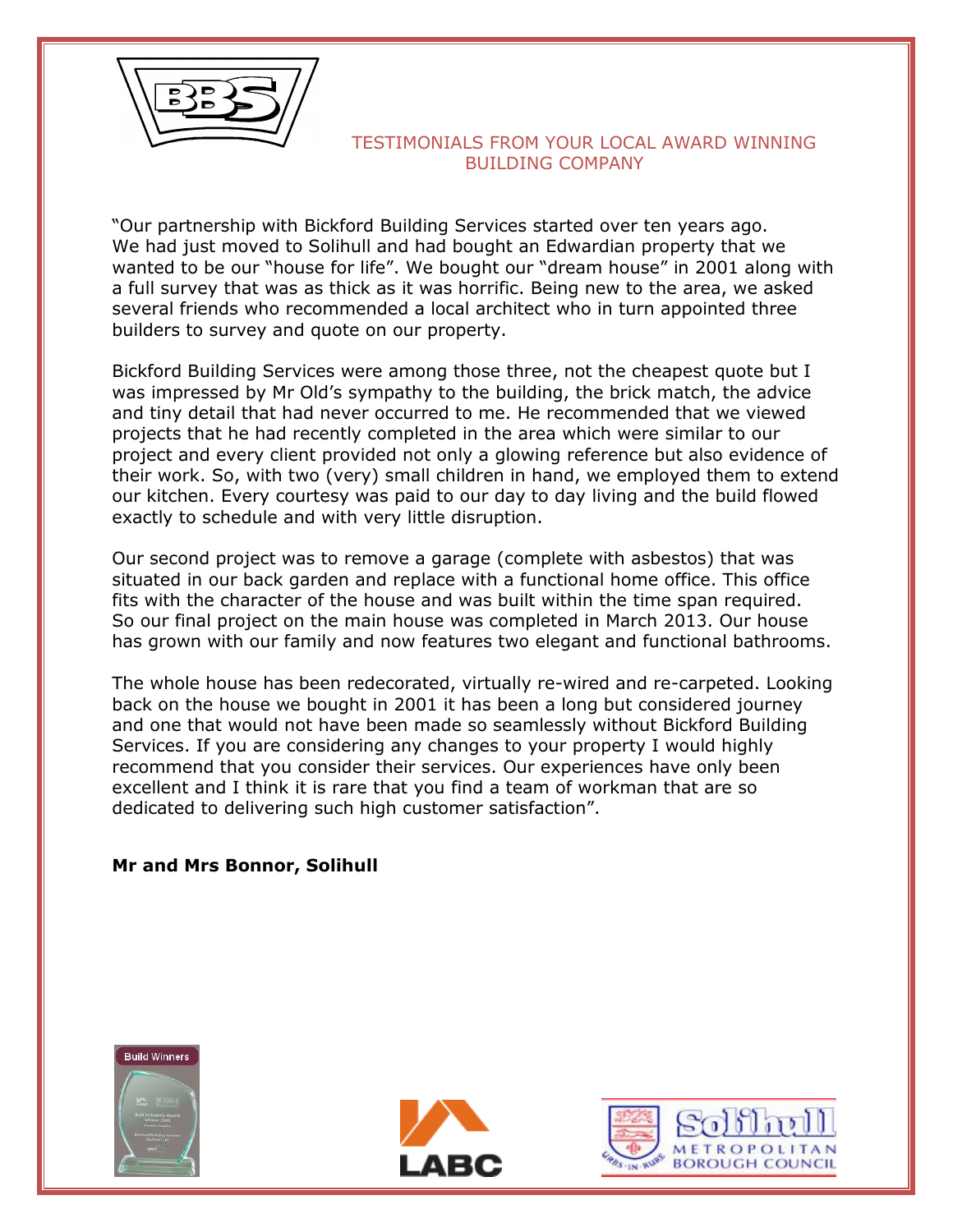TESTIMONIALS FROM YOUR LOCAL AWARD WINNING BUILDING COMPANY

"Our partnership with Bickford Building Services started over ten years ago. We had just moved to Solihull and had bought an Edwardian property that we wanted to be our "house for life". We bought our "dream house" in 2001 along with a full survey that was as thick as it was horrific. Being new to the area, we asked several friends who recommended a local architect who in turn appointed three builders to survey and quote on our property.

Bickford Building Services were among those three, not the cheapest quote but I was impressed by Mr Old's sympathy to the building, the brick match, the advice and tiny detail that had never occurred to me. He recommended that we viewed projects that he had recently completed in the area which were similar to our project and every client provided not only a glowing reference but also evidence of their work. So, with two (very) small children in hand, we employed them to extend our kitchen. Every courtesy was paid to our day to day living and the build flowed exactly to schedule and with very little disruption.

Our second project was to remove a garage (complete with asbestos) that was situated in our back garden and replace with a functional home office. This office fits with the character of the house and was built within the time span required. So our final project on the main house was completed in March 2013. Our house has grown with our family and now features two elegant and functional bathrooms.

The whole house has been redecorated, virtually re-wired and re-carpeted. Looking back on the house we bought in 2001 it has been a long but considered journey and one that would not have been made so seamlessly without Bickford Building Services. If you are considering any changes to your property I would highly recommend that you consider their services. Our experiences have only been excellent and I think it is rare that you find a team of workman that are so dedicated to delivering such high customer satisfaction".

**Mr and Mrs Bonnor, Solihull**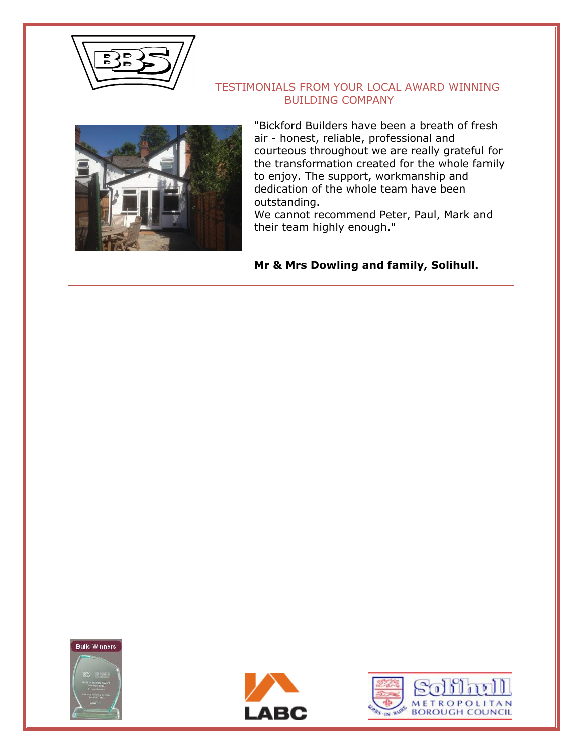TESTIMONIALS FROM YOUR LOCAL AWARD WINNING BUILDING COMPANY

"Bickford Builders have been a breath of fresh air - honest, reliable, professional and courteous throughout we are really grateful for the transformation created for the whole family to enjoy. The support, workmanship and dedication of the whole team have been outstanding.
We cannot recommend Peter, Paul, Mark and their team highly enough."

**Mr & Mrs Dowling and family, Solihull.**

---